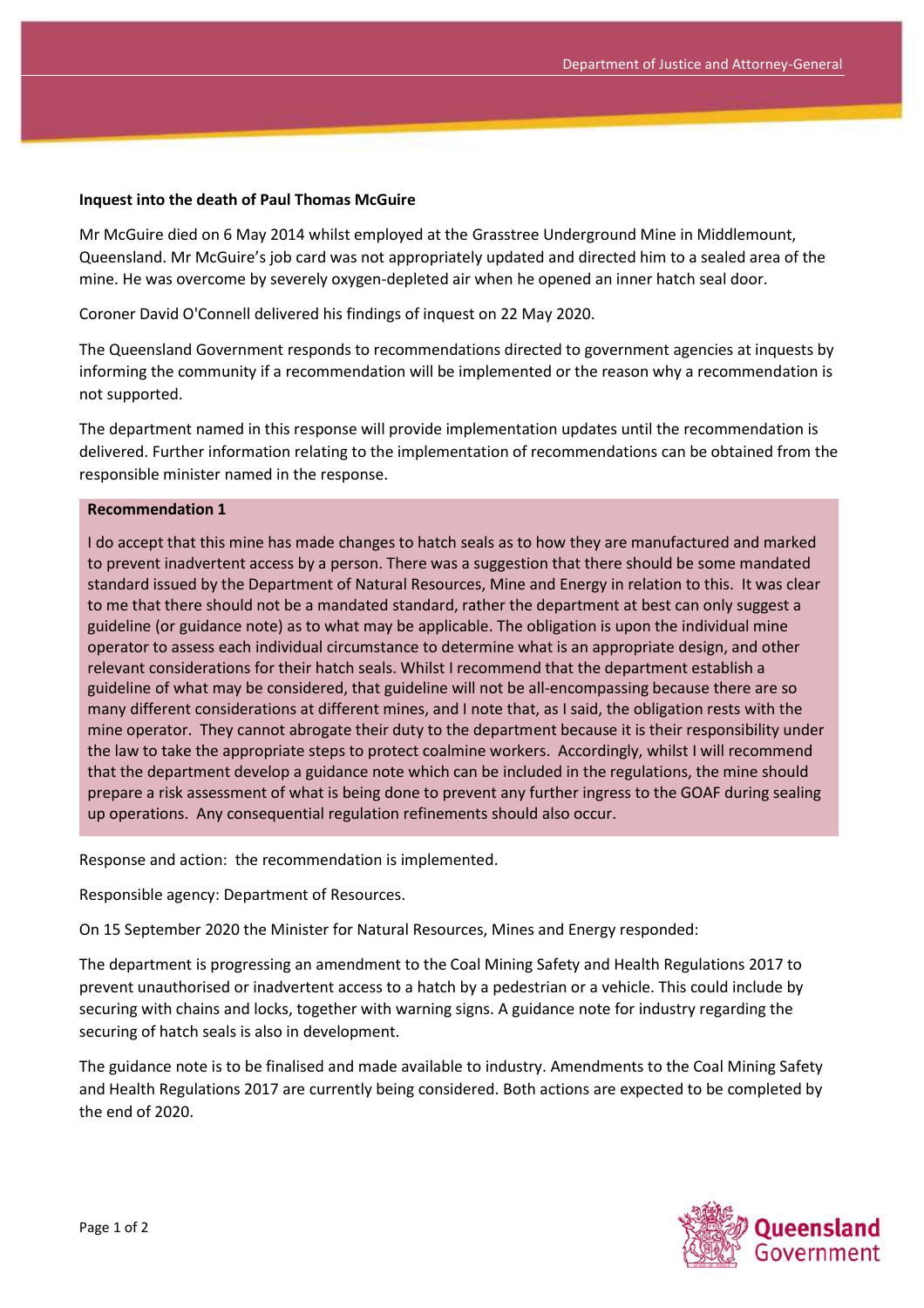**Inquest into the death of Paul Thomas McGuire**

Mr McGuire died on 6 May 2014 whilst employed at the Grasstree Underground Mine in Middlemount, Queensland. Mr McGuire's job card was not appropriately updated and directed him to a sealed area of the mine. He was overcome by severely oxygen-depleted air when he opened an inner hatch seal door.

Coroner David O'Connell delivered his findings of inquest on 22 May 2020.

The Queensland Government responds to recommendations directed to government agencies at inquests by informing the community if a recommendation will be implemented or the reason why a recommendation is not supported.

The department named in this response will provide implementation updates until the recommendation is delivered. Further information relating to the implementation of recommendations can be obtained from the responsible minister named in the response.

**Recommendation 1**

I do accept that this mine has made changes to hatch seals as to how they are manufactured and marked to prevent inadvertent access by a person. There was a suggestion that there should be some mandated standard issued by the Department of Natural Resources, Mine and Energy in relation to this. It was clear to me that there should not be a mandated standard, rather the department at best can only suggest a guideline (or guidance note) as to what may be applicable. The obligation is upon the individual mine operator to assess each individual circumstance to determine what is an appropriate design, and other relevant considerations for their hatch seals. Whilst I recommend that the department establish a guideline of what may be considered, that guideline will not be all-encompassing because there are so many different considerations at different mines, and I note that, as I said, the obligation rests with the mine operator. They cannot abrogate their duty to the department because it is their responsibility under the law to take the appropriate steps to protect coalmine workers. Accordingly, whilst I will recommend that the department develop a guidance note which can be included in the regulations, the mine should prepare a risk assessment of what is being done to prevent any further ingress to the GOAF during sealing up operations. Any consequential regulation refinements should also occur.

Response and action: the recommendation is implemented.

Responsible agency: Department of Resources.

On 15 September 2020 the Minister for Natural Resources, Mines and Energy responded:

The department is progressing an amendment to the Coal Mining Safety and Health Regulations 2017 to prevent unauthorised or inadvertent access to a hatch by a pedestrian or a vehicle. This could include by securing with chains and locks, together with warning signs. A guidance note for industry regarding the securing of hatch seals is also in development.

The guidance note is to be finalised and made available to industry. Amendments to the Coal Mining Safety and Health Regulations 2017 are currently being considered. Both actions are expected to be completed by the end of 2020.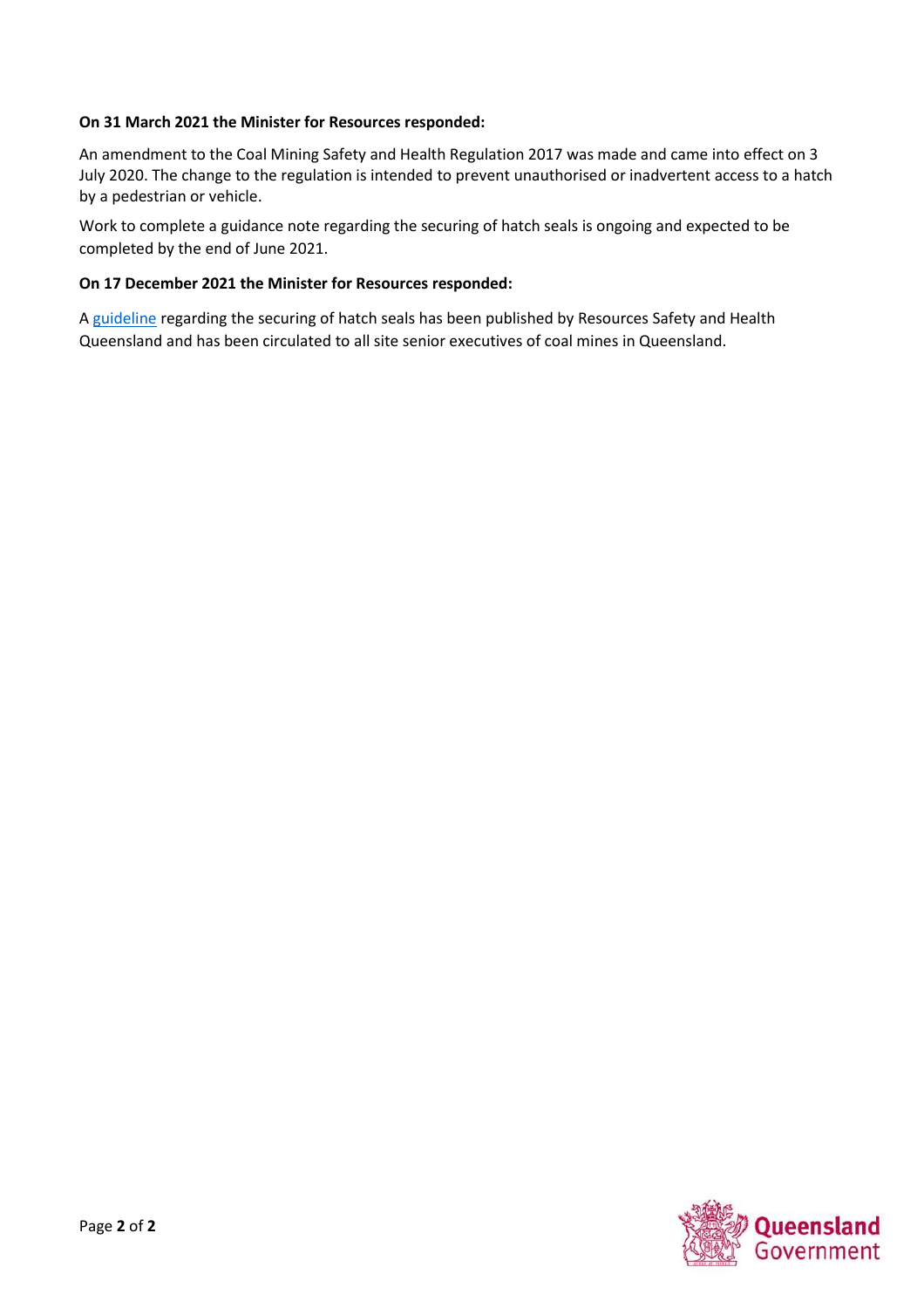**On 31 March 2021 the Minister for Resources responded:**

An amendment to the Coal Mining Safety and Health Regulation 2017 was made and came into effect on 3 July 2020. The change to the regulation is intended to prevent unauthorised or inadvertent access to a hatch by a pedestrian or vehicle.

Work to complete a guidance note regarding the securing of hatch seals is ongoing and expected to be completed by the end of June 2021.

**On 17 December 2021 the Minister for Resources responded:**

A guideline regarding the securing of hatch seals has been published by Resources Safety and Health Queensland and has been circulated to all site senior executives of coal mines in Queensland.